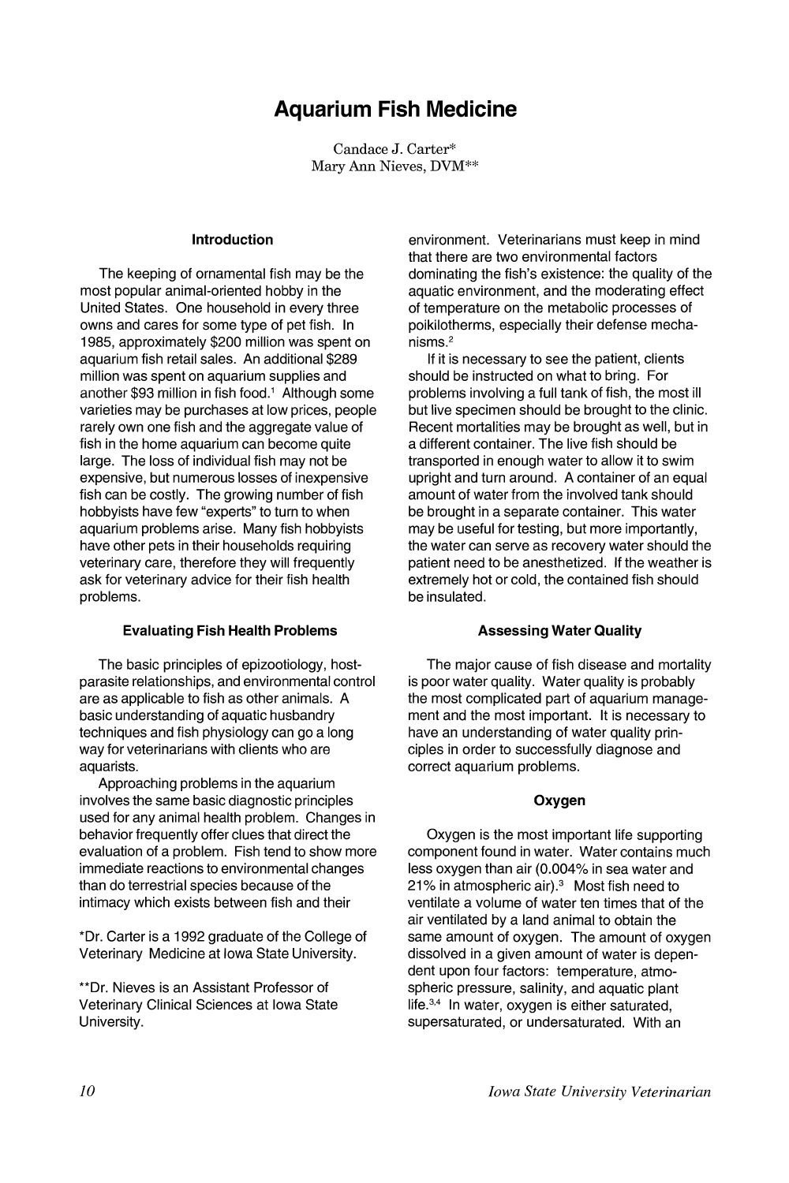# Aquarium Fish Medicine

Candace J. Carter*
Mary Ann Nieves, DVM**

## Introduction

The keeping of ornamental fish may be the most popular animal-oriented hobby in the United States. One household in every three owns and cares for some type of pet fish. In 1985, approximately $200 million was spent on aquarium fish retail sales. An additional $289 million was spent on aquarium supplies and another $93 million in fish food.[1] Although some varieties may be purchases at low prices, people rarely own one fish and the aggregate value of fish in the home aquarium can become quite large. The loss of individual fish may not be expensive, but numerous losses of inexpensive fish can be costly. The growing number of fish hobbyists have few "experts" to turn to when aquarium problems arise. Many fish hobbyists have other pets in their households requiring veterinary care, therefore they will frequently ask for veterinary advice for their fish health problems.

## Evaluating Fish Health Problems

The basic principles of epizootiology, host-parasite relationships, and environmental control are as applicable to fish as other animals. A basic understanding of aquatic husbandry techniques and fish physiology can go a long way for veterinarians with clients who are aquarists.

Approaching problems in the aquarium involves the same basic diagnostic principles used for any animal health problem. Changes in behavior frequently offer clues that direct the evaluation of a problem. Fish tend to show more immediate reactions to environmental changes than do terrestrial species because of the intimacy which exists between fish and their environment. Veterinarians must keep in mind that there are two environmental factors dominating the fish's existence: the quality of the aquatic environment, and the moderating effect of temperature on the metabolic processes of poikilotherms, especially their defense mechanisms.[2]

If it is necessary to see the patient, clients should be instructed on what to bring. For problems involving a full tank of fish, the most ill but live specimen should be brought to the clinic. Recent mortalities may be brought as well, but in a different container. The live fish should be transported in enough water to allow it to swim upright and turn around. A container of an equal amount of water from the involved tank should be brought in a separate container. This water may be useful for testing, but more importantly, the water can serve as recovery water should the patient need to be anesthetized. If the weather is extremely hot or cold, the contained fish should be insulated.

## Assessing Water Quality

The major cause of fish disease and mortality is poor water quality. Water quality is probably the most complicated part of aquarium management and the most important. It is necessary to have an understanding of water quality principles in order to successfully diagnose and correct aquarium problems.

### Oxygen

Oxygen is the most important life supporting component found in water. Water contains much less oxygen than air (0.004% in sea water and 21% in atmospheric air).[3] Most fish need to ventilate a volume of water ten times that of the air ventilated by a land animal to obtain the same amount of oxygen. The amount of oxygen dissolved in a given amount of water is dependent upon four factors: temperature, atmospheric pressure, salinity, and aquatic plant life.[3,4] In water, oxygen is either saturated, supersaturated, or undersaturated. With an

*Dr. Carter is a 1992 graduate of the College of Veterinary Medicine at Iowa State University.

**Dr. Nieves is an Assistant Professor of Veterinary Clinical Sciences at Iowa State University.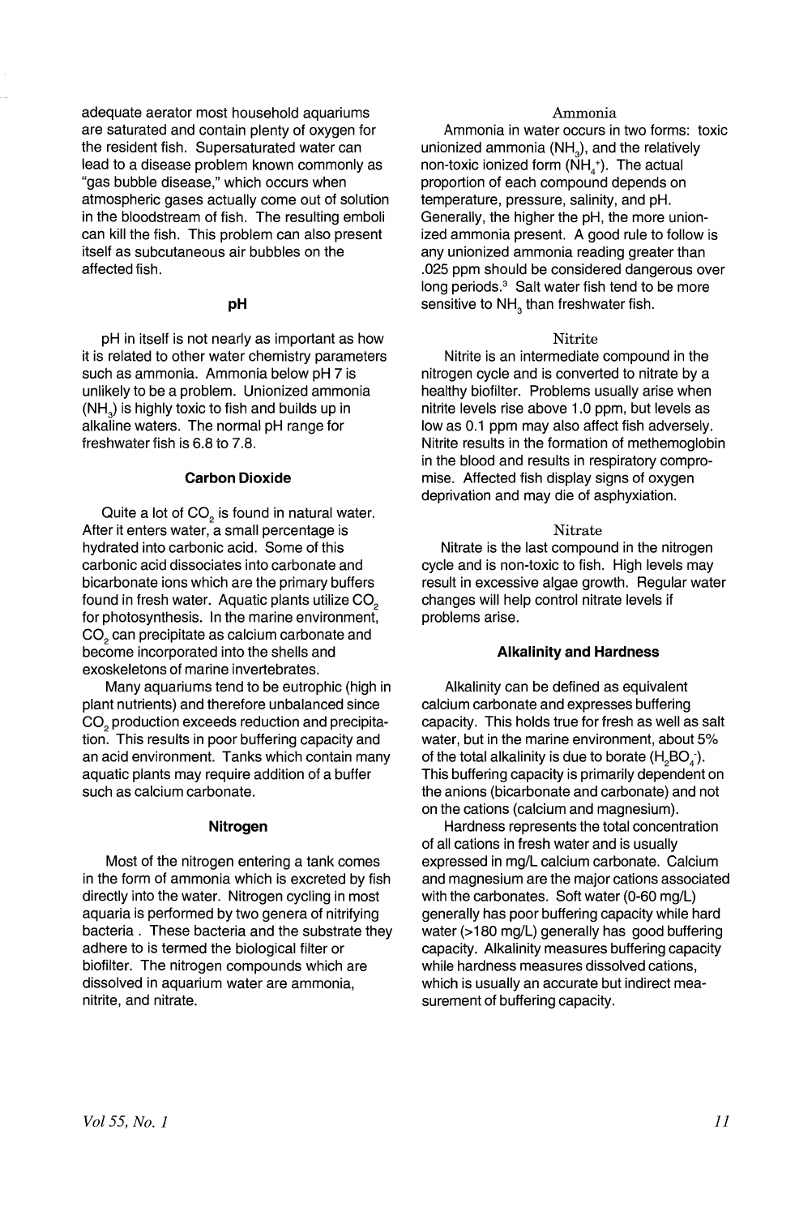adequate aerator most household aquariums are saturated and contain plenty of oxygen for the resident fish. Supersaturated water can lead to a disease problem known commonly as "gas bubble disease," which occurs when atmospheric gases actually come out of solution in the bloodstream of fish. The resulting emboli can kill the fish. This problem can also present itself as subcutaneous air bubbles on the affected fish.

## pH

pH in itself is not nearly as important as how it is related to other water chemistry parameters such as ammonia. Ammonia below pH 7 is unlikely to be a problem. Unionized ammonia ($NH_3$) is highly toxic to fish and builds up in alkaline waters. The normal pH range for freshwater fish is 6.8 to 7.8.

## Carbon Dioxide

Quite a lot of $CO_2$ is found in natural water. After it enters water, a small percentage is hydrated into carbonic acid. Some of this carbonic acid dissociates into carbonate and bicarbonate ions which are the primary buffers found in fresh water. Aquatic plants utilize $CO_2$ for photosynthesis. In the marine environment, $CO_2$ can precipitate as calcium carbonate and become incorporated into the shells and exoskeletons of marine invertebrates.

Many aquariums tend to be eutrophic (high in plant nutrients) and therefore unbalanced since $CO_2$ production exceeds reduction and precipitation. This results in poor buffering capacity and an acid environment. Tanks which contain many aquatic plants may require addition of a buffer such as calcium carbonate.

## Nitrogen

Most of the nitrogen entering a tank comes in the form of ammonia which is excreted by fish directly into the water. Nitrogen cycling in most aquaria is performed by two genera of nitrifying bacteria . These bacteria and the substrate they adhere to is termed the biological filter or biofilter. The nitrogen compounds which are dissolved in aquarium water are ammonia, nitrite, and nitrate.

### Ammonia

Ammonia in water occurs in two forms: toxic unionized ammonia ($NH_3$), and the relatively non-toxic ionized form ($NH_4^+$). The actual proportion of each compound depends on temperature, pressure, salinity, and pH. Generally, the higher the pH, the more unionized ammonia present. A good rule to follow is any unionized ammonia reading greater than .025 ppm should be considered dangerous over long periods.[3] Salt water fish tend to be more sensitive to $NH_3$ than freshwater fish.

### Nitrite

Nitrite is an intermediate compound in the nitrogen cycle and is converted to nitrate by a healthy biofilter. Problems usually arise when nitrite levels rise above 1.0 ppm, but levels as low as 0.1 ppm may also affect fish adversely. Nitrite results in the formation of methemoglobin in the blood and results in respiratory compromise. Affected fish display signs of oxygen deprivation and may die of asphyxiation.

### Nitrate

Nitrate is the last compound in the nitrogen cycle and is non-toxic to fish. High levels may result in excessive algae growth. Regular water changes will help control nitrate levels if problems arise.

## Alkalinity and Hardness

Alkalinity can be defined as equivalent calcium carbonate and expresses buffering capacity. This holds true for fresh as well as salt water, but in the marine environment, about 5% of the total alkalinity is due to borate ($H_2BO_4^-$). This buffering capacity is primarily dependent on the anions (bicarbonate and carbonate) and not on the cations (calcium and magnesium).

Hardness represents the total concentration of all cations in fresh water and is usually expressed in mg/L calcium carbonate. Calcium and magnesium are the major cations associated with the carbonates. Soft water (0-60 mg/L) generally has poor buffering capacity while hard water (>180 mg/L) generally has good buffering capacity. Alkalinity measures buffering capacity while hardness measures dissolved cations, which is usually an accurate but indirect measurement of buffering capacity.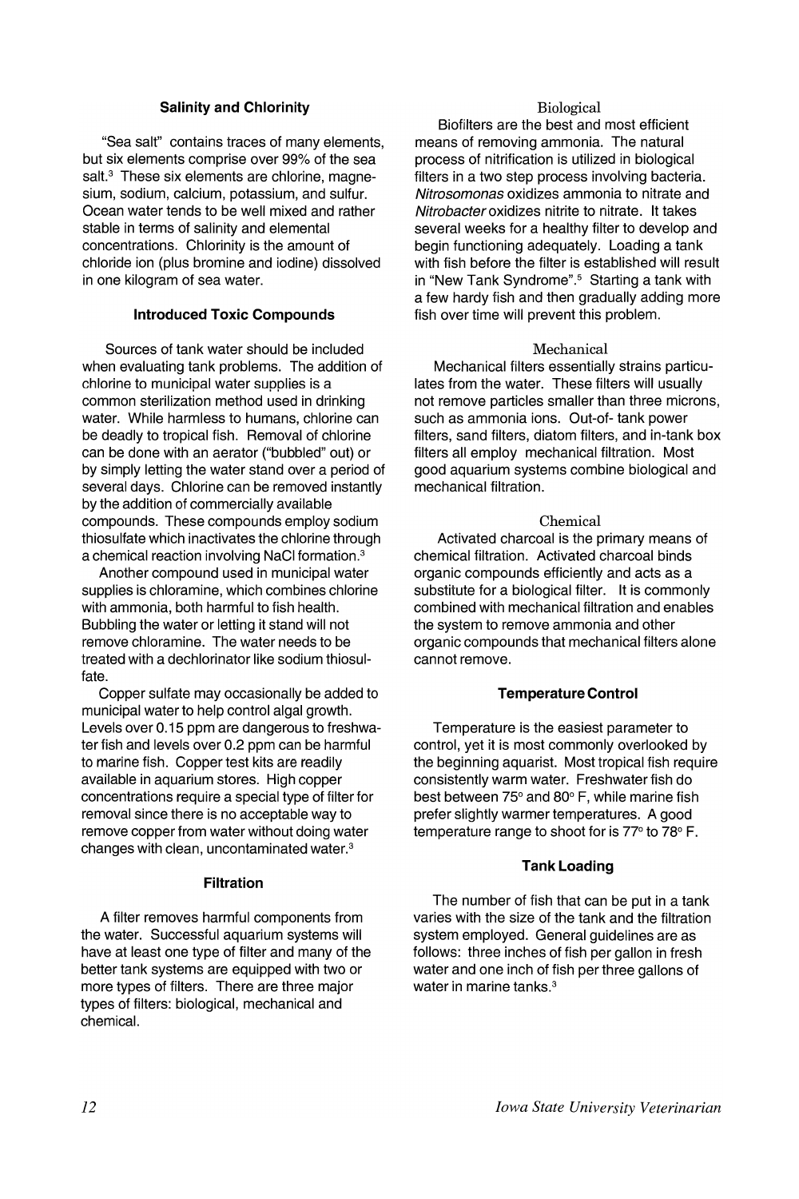## Salinity and Chlorinity

"Sea salt" contains traces of many elements, but six elements comprise over 99% of the sea salt.[3] These six elements are chlorine, magnesium, sodium, calcium, potassium, and sulfur. Ocean water tends to be well mixed and rather stable in terms of salinity and elemental concentrations. Chlorinity is the amount of chloride ion (plus bromine and iodine) dissolved in one kilogram of sea water.

## Introduced Toxic Compounds

Sources of tank water should be included when evaluating tank problems. The addition of chlorine to municipal water supplies is a common sterilization method used in drinking water. While harmless to humans, chlorine can be deadly to tropical fish. Removal of chlorine can be done with an aerator ("bubbled" out) or by simply letting the water stand over a period of several days. Chlorine can be removed instantly by the addition of commercially available compounds. These compounds employ sodium thiosulfate which inactivates the chlorine through a chemical reaction involving NaCl formation.[3]

Another compound used in municipal water supplies is chloramine, which combines chlorine with ammonia, both harmful to fish health. Bubbling the water or letting it stand will not remove chloramine. The water needs to be treated with a dechlorinator like sodium thiosulfate.

Copper sulfate may occasionally be added to municipal water to help control algal growth. Levels over 0.15 ppm are dangerous to freshwater fish and levels over 0.2 ppm can be harmful to marine fish. Copper test kits are readily available in aquarium stores. High copper concentrations require a special type of filter for removal since there is no acceptable way to remove copper from water without doing water changes with clean, uncontaminated water.[3]

## Filtration

A filter removes harmful components from the water. Successful aquarium systems will have at least one type of filter and many of the better tank systems are equipped with two or more types of filters. There are three major types of filters: biological, mechanical and chemical.

### Biological

Biofilters are the best and most efficient means of removing ammonia. The natural process of nitrification is utilized in biological filters in a two step process involving bacteria. *Nitrosomonas* oxidizes ammonia to nitrate and *Nitrobacter* oxidizes nitrite to nitrate. It takes several weeks for a healthy filter to develop and begin functioning adequately. Loading a tank with fish before the filter is established will result in "New Tank Syndrome".[5] Starting a tank with a few hardy fish and then gradually adding more fish over time will prevent this problem.

### Mechanical

Mechanical filters essentially strains particulates from the water. These filters will usually not remove particles smaller than three microns, such as ammonia ions. Out-of- tank power filters, sand filters, diatom filters, and in-tank box filters all employ mechanical filtration. Most good aquarium systems combine biological and mechanical filtration.

### Chemical

Activated charcoal is the primary means of chemical filtration. Activated charcoal binds organic compounds efficiently and acts as a substitute for a biological filter. It is commonly combined with mechanical filtration and enables the system to remove ammonia and other organic compounds that mechanical filters alone cannot remove.

## Temperature Control

Temperature is the easiest parameter to control, yet it is most commonly overlooked by the beginning aquarist. Most tropical fish require consistently warm water. Freshwater fish do best between 75° and 80° F, while marine fish prefer slightly warmer temperatures. A good temperature range to shoot for is 77° to 78° F.

## Tank Loading

The number of fish that can be put in a tank varies with the size of the tank and the filtration system employed. General guidelines are as follows: three inches of fish per gallon in fresh water and one inch of fish per three gallons of water in marine tanks.[3]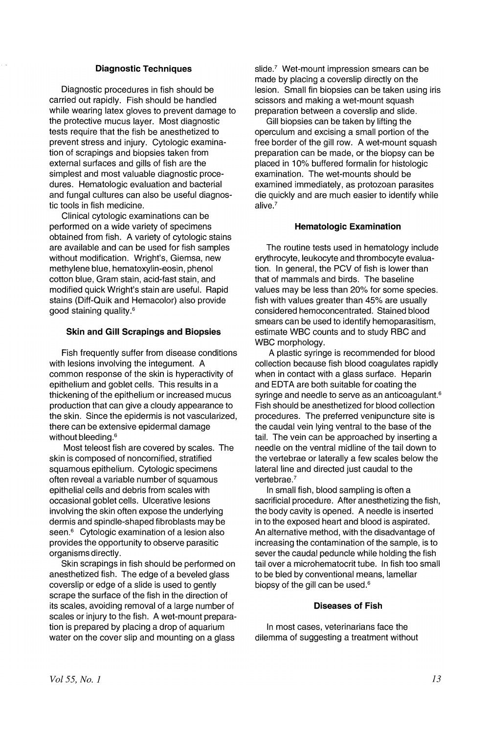### Diagnostic Techniques

Diagnostic procedures in fish should be carried out rapidly. Fish should be handled while wearing latex gloves to prevent damage to the protective mucus layer. Most diagnostic tests require that the fish be anesthetized to prevent stress and injury. Cytologic examination of scrapings and biopsies taken from external surfaces and gills of fish are the simplest and most valuable diagnostic procedures. Hematologic evaluation and bacterial and fungal cultures can also be useful diagnostic tools in fish medicine.

Clinical cytologic examinations can be performed on a wide variety of specimens obtained from fish. A variety of cytologic stains are available and can be used for fish samples without modification. Wright's, Giemsa, new methylene blue, hematoxylin-eosin, phenol cotton blue, Gram stain, acid-fast stain, and modified quick Wright's stain are useful. Rapid stains (Diff-Quik and Hemacolor) also provide good staining quality.[6]

### Skin and Gill Scrapings and Biopsies

Fish frequently suffer from disease conditions with lesions involving the integument. A common response of the skin is hyperactivity of epithelium and goblet cells. This results in a thickening of the epithelium or increased mucus production that can give a cloudy appearance to the skin. Since the epidermis is not vascularized, there can be extensive epidermal damage without bleeding.[6]

Most teleost fish are covered by scales. The skin is composed of noncornified, stratified squamous epithelium. Cytologic specimens often reveal a variable number of squamous epithelial cells and debris from scales with occasional goblet cells. Ulcerative lesions involving the skin often expose the underlying dermis and spindle-shaped fibroblasts may be seen.[6] Cytologic examination of a lesion also provides the opportunity to observe parasitic organisms directly.

Skin scrapings in fish should be performed on anesthetized fish. The edge of a beveled glass coverslip or edge of a slide is used to gently scrape the surface of the fish in the direction of its scales, avoiding removal of a large number of scales or injury to the fish. A wet-mount preparation is prepared by placing a drop of aquarium water on the cover slip and mounting on a glass slide.[7] Wet-mount impression smears can be made by placing a coverslip directly on the lesion. Small fin biopsies can be taken using iris scissors and making a wet-mount squash preparation between a coverslip and slide.

Gill biopsies can be taken by lifting the operculum and excising a small portion of the free border of the gill row. A wet-mount squash preparation can be made, or the biopsy can be placed in 10% buffered formalin for histologic examination. The wet-mounts should be examined immediately, as protozoan parasites die quickly and are much easier to identify while alive.[7]

### Hematologic Examination

The routine tests used in hematology include erythrocyte, leukocyte and thrombocyte evaluation. In general, the PCV of fish is lower than that of mammals and birds. The baseline values may be less than 20% for some species. fish with values greater than 45% are usually considered hemoconcentrated. Stained blood smears can be used to identify hemoparasitism, estimate WBC counts and to study RBC and WBC morphology.

A plastic syringe is recommended for blood collection because fish blood coagulates rapidly when in contact with a glass surface. Heparin and EDTA are both suitable for coating the syringe and needle to serve as an anticoagulant.[6] Fish should be anesthetized for blood collection procedures. The preferred venipuncture site is the caudal vein lying ventral to the base of the tail. The vein can be approached by inserting a needle on the ventral midline of the tail down to the vertebrae or laterally a few scales below the lateral line and directed just caudal to the vertebrae.[7]

In small fish, blood sampling is often a sacrificial procedure. After anesthetizing the fish, the body cavity is opened. A needle is inserted in to the exposed heart and blood is aspirated. An alternative method, with the disadvantage of increasing the contamination of the sample, is to sever the caudal peduncle while holding the fish tail over a microhematocrit tube. In fish too small to be bled by conventional means, lamellar biopsy of the gill can be used.[6]

### Diseases of Fish

In most cases, veterinarians face the dilemma of suggesting a treatment without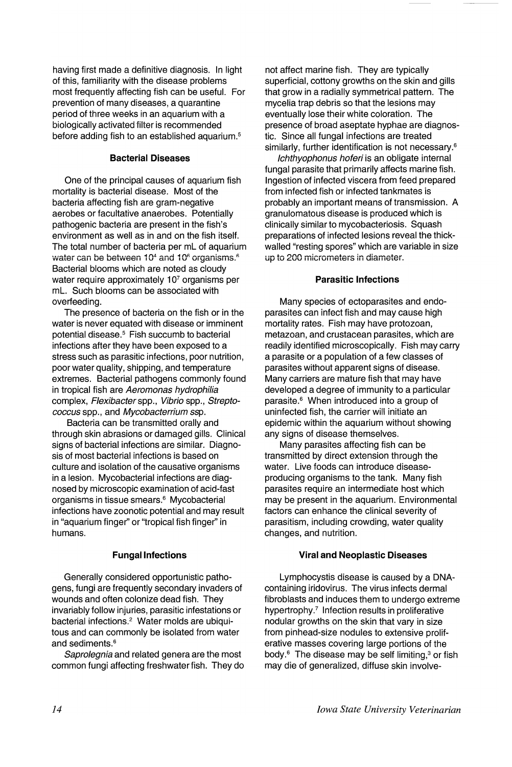having first made a definitive diagnosis. In light of this, familiarity with the disease problems most frequently affecting fish can be useful. For prevention of many diseases, a quarantine period of three weeks in an aquarium with a biologically activated filter is recommended before adding fish to an established aquarium.[5]

### Bacterial Diseases

One of the principal causes of aquarium fish mortality is bacterial disease. Most of the bacteria affecting fish are gram-negative aerobes or facultative anaerobes. Potentially pathogenic bacteria are present in the fish's environment as well as in and on the fish itself. The total number of bacteria per mL of aquarium water can be between $10^4$ and $10^6$ organisms.[6] Bacterial blooms which are noted as cloudy water require approximately $10^7$ organisms per mL. Such blooms can be associated with overfeeding.

The presence of bacteria on the fish or in the water is never equated with disease or imminent potential disease.[5] Fish succumb to bacterial infections after they have been exposed to a stress such as parasitic infections, poor nutrition, poor water quality, shipping, and temperature extremes. Bacterial pathogens commonly found in tropical fish are *Aeromonas hydrophilia* complex, *Flexibacter* spp., *Vibrio* spp., *Streptococcus* spp., and *Mycobacterrium ssp.*

Bacteria can be transmitted orally and through skin abrasions or damaged gills. Clinical signs of bacterial infections are similar. Diagnosis of most bacterial infections is based on culture and isolation of the causative organisms in a lesion. Mycobacterial infections are diagnosed by microscopic examination of acid-fast organisms in tissue smears.[6] Mycobacterial infections have zoonotic potential and may result in "aquarium finger" or "tropical fish finger" in humans.

### Fungal Infections

Generally considered opportunistic pathogens, fungi are frequently secondary invaders of wounds and often colonize dead fish. They invariably follow injuries, parasitic infestations or bacterial infections.[2] Water molds are ubiquitous and can commonly be isolated from water and sediments.[6]

*Saprolegnia* and related genera are the most common fungi affecting freshwater fish. They do not affect marine fish. They are typically superficial, cottony growths on the skin and gills that grow in a radially symmetrical pattern. The mycelia trap debris so that the lesions may eventually lose their white coloration. The presence of broad aseptate hyphae are diagnostic. Since all fungal infections are treated similarly, further identification is not necessary.[6]

*Ichthyophonus hoferi* is an obligate internal fungal parasite that primarily affects marine fish. Ingestion of infected viscera from feed prepared from infected fish or infected tankmates is probably an important means of transmission. A granulomatous disease is produced which is clinically similar to mycobacteriosis. Squash preparations of infected lesions reveal the thick-walled "resting spores" which are variable in size up to 200 micrometers in diameter.

### Parasitic Infections

Many species of ectoparasites and endoparasites can infect fish and may cause high mortality rates. Fish may have protozoan, metazoan, and crustacean parasites, which are readily identified microscopically. Fish may carry a parasite or a population of a few classes of parasites without apparent signs of disease. Many carriers are mature fish that may have developed a degree of immunity to a particular parasite.[6] When introduced into a group of uninfected fish, the carrier will initiate an epidemic within the aquarium without showing any signs of disease themselves.

Many parasites affecting fish can be transmitted by direct extension through the water. Live foods can introduce disease-producing organisms to the tank. Many fish parasites require an intermediate host which may be present in the aquarium. Environmental factors can enhance the clinical severity of parasitism, including crowding, water quality changes, and nutrition.

### Viral and Neoplastic Diseases

Lymphocystis disease is caused by a DNA-containing iridovirus. The virus infects dermal fibroblasts and induces them to undergo extreme hypertrophy.[7] Infection results in proliferative nodular growths on the skin that vary in size from pinhead-size nodules to extensive proliferative masses covering large portions of the body.[6] The disease may be self limiting,[3] or fish may die of generalized, diffuse skin involve-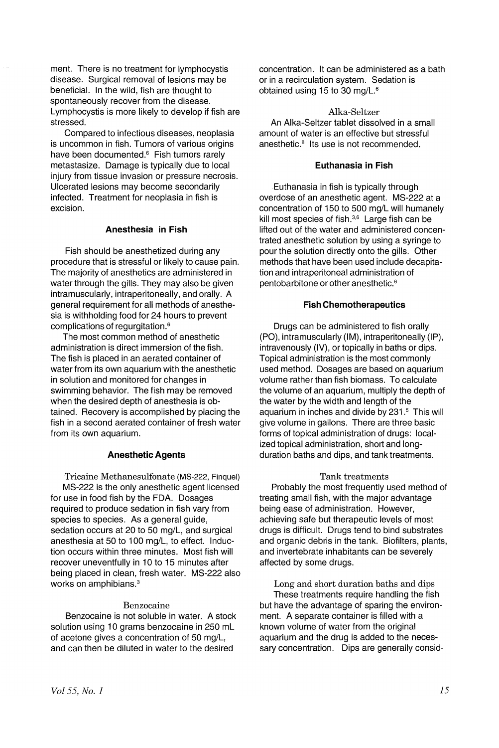ment. There is no treatment for lymphocystis disease. Surgical removal of lesions may be beneficial. In the wild, fish are thought to spontaneously recover from the disease. Lymphocystis is more likely to develop if fish are stressed.

Compared to infectious diseases, neoplasia is uncommon in fish. Tumors of various origins have been documented.[6] Fish tumors rarely metastasize. Damage is typically due to local injury from tissue invasion or pressure necrosis. Ulcerated lesions may become secondarily infected. Treatment for neoplasia in fish is excision.

### Anesthesia in Fish

Fish should be anesthetized during any procedure that is stressful or likely to cause pain. The majority of anesthetics are administered in water through the gills. They may also be given intramuscularly, intraperitoneally, and orally. A general requirement for all methods of anesthesia is withholding food for 24 hours to prevent complications of regurgitation.[6]

The most common method of anesthetic administration is direct immersion of the fish. The fish is placed in an aerated container of water from its own aquarium with the anesthetic in solution and monitored for changes in swimming behavior. The fish may be removed when the desired depth of anesthesia is obtained. Recovery is accomplished by placing the fish in a second aerated container of fresh water from its own aquarium.

### Anesthetic Agents

#### Tricaine Methanesulfonate (MS-222, Finquel)

MS-222 is the only anesthetic agent licensed for use in food fish by the FDA. Dosages required to produce sedation in fish vary from species to species. As a general guide, sedation occurs at 20 to 50 mg/L, and surgical anesthesia at 50 to 100 mg/L, to effect. Induction occurs within three minutes. Most fish will recover uneventfully in 10 to 15 minutes after being placed in clean, fresh water. MS-222 also works on amphibians.[3]

#### Benzocaine

Benzocaine is not soluble in water. A stock solution using 10 grams benzocaine in 250 mL of acetone gives a concentration of 50 mg/L, and can then be diluted in water to the desired concentration. It can be administered as a bath or in a recirculation system. Sedation is obtained using 15 to 30 mg/L.[6]

#### Alka-Seltzer

An Alka-Seltzer tablet dissolved in a small amount of water is an effective but stressful anesthetic.[8] Its use is not recommended.

### Euthanasia in Fish

Euthanasia in fish is typically through overdose of an anesthetic agent. MS-222 at a concentration of 150 to 500 mg/L will humanely kill most species of fish.[3,6] Large fish can be lifted out of the water and administered concentrated anesthetic solution by using a syringe to pour the solution directly onto the gills. Other methods that have been used include decapitation and intraperitoneal administration of pentobarbitone or other anesthetic.[6]

### Fish Chemotherapeutics

Drugs can be administered to fish orally (PO), intramuscularly (IM), intraperitoneally (IP), intravenously (IV), or topically in baths or dips. Topical administration is the most commonly used method. Dosages are based on aquarium volume rather than fish biomass. To calculate the volume of an aquarium, multiply the depth of the water by the width and length of the aquarium in inches and divide by 231.[5] This will give volume in gallons. There are three basic forms of topical administration of drugs: localized topical administration, short and long-duration baths and dips, and tank treatments.

#### Tank treatments

Probably the most frequently used method of treating small fish, with the major advantage being ease of administration. However, achieving safe but therapeutic levels of most drugs is difficult. Drugs tend to bind substrates and organic debris in the tank. Biofilters, plants, and invertebrate inhabitants can be severely affected by some drugs.

#### Long and short duration baths and dips

These treatments require handling the fish but have the advantage of sparing the environment. A separate container is filled with a known volume of water from the original aquarium and the drug is added to the necessary concentration. Dips are generally consid-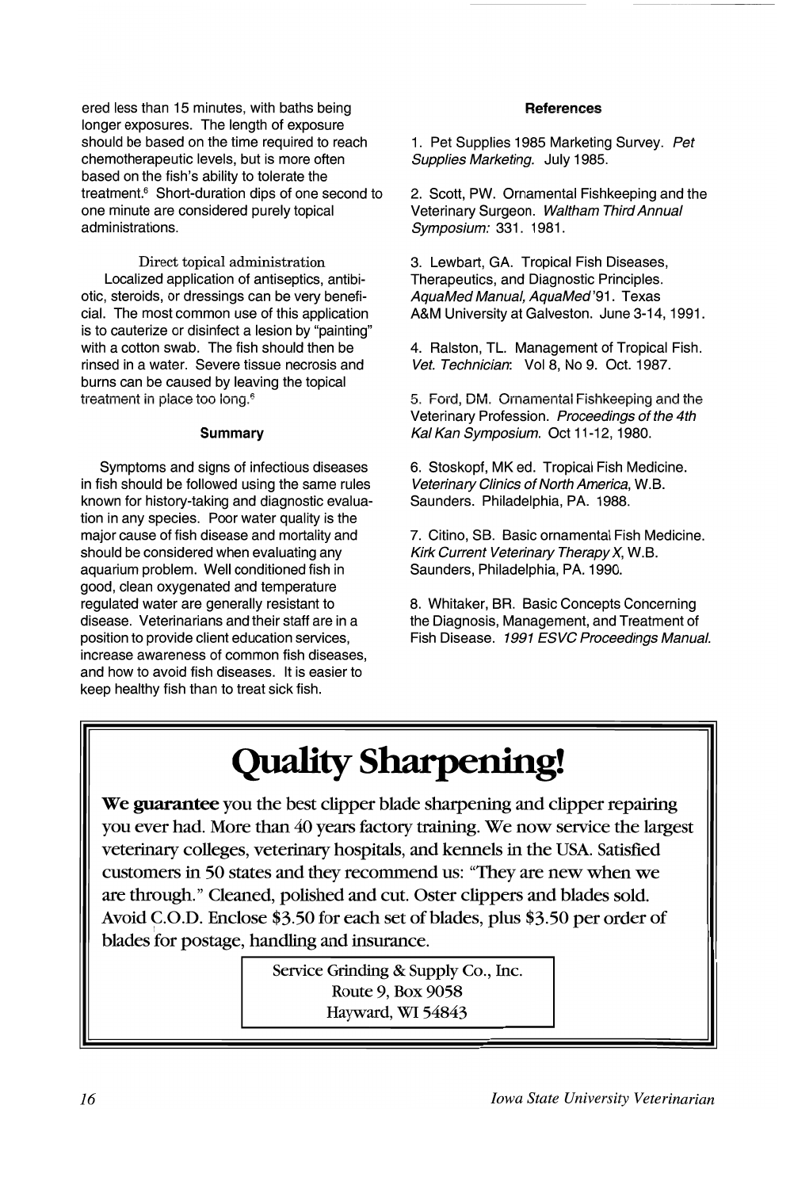ered less than 15 minutes, with baths being longer exposures. The length of exposure should be based on the time required to reach chemotherapeutic levels, but is more often based on the fish's ability to tolerate the treatment.[6] Short-duration dips of one second to one minute are considered purely topical administrations.

### Direct topical administration

Localized application of antiseptics, antibiotic, steroids, or dressings can be very beneficial. The most common use of this application is to cauterize or disinfect a lesion by "painting" with a cotton swab. The fish should then be rinsed in a water. Severe tissue necrosis and burns can be caused by leaving the topical treatment in place too long.[6]

## Summary

Symptoms and signs of infectious diseases in fish should be followed using the same rules known for history-taking and diagnostic evaluation in any species. Poor water quality is the major cause of fish disease and mortality and should be considered when evaluating any aquarium problem. Well conditioned fish in good, clean oxygenated and temperature regulated water are generally resistant to disease. Veterinarians and their staff are in a position to provide client education services, increase awareness of common fish diseases, and how to avoid fish diseases. It is easier to keep healthy fish than to treat sick fish.

## References

1. Pet Supplies 1985 Marketing Survey. *Pet Supplies Marketing.* July 1985.

2. Scott, PW. Ornamental Fishkeeping and the Veterinary Surgeon. *Waltham Third Annual Symposium:* 331. 1981.

3. Lewbart, GA. Tropical Fish Diseases, Therapeutics, and Diagnostic Principles. *AquaMed Manual, AquaMed'91.* Texas A&M University at Galveston. June 3-14, 1991.

4. Ralston, TL. Management of Tropical Fish. *Vet. Technician:* Vol 8, No 9. Oct. 1987.

5. Ford, DM. Ornamental Fishkeeping and the Veterinary Profession. *Proceedings of the 4th Kal Kan Symposium.* Oct 11-12, 1980.

6. Stoskopf, MK ed. Tropical Fish Medicine. *Veterinary Clinics of North America,* W.B. Saunders. Philadelphia, PA. 1988.

7. Citino, SB. Basic ornamental Fish Medicine. *Kirk Current Veterinary Therapy X,* W.B. Saunders, Philadelphia, PA. 1990.

8. Whitaker, BR. Basic Concepts Concerning the Diagnosis, Management, and Treatment of Fish Disease. *1991 ESVC Proceedings Manual.*

# Quality Sharpening!

**We guarantee** you the best clipper blade sharpening and clipper repairing you ever had. More than 40 years factory training. We now service the largest veterinary colleges, veterinary hospitals, and kennels in the USA. Satisfied customers in 50 states and they recommend us: "They are new when we are through." Cleaned, polished and cut. Oster clippers and blades sold. Avoid C.O.D. Enclose $3.50 for each set of blades, plus $3.50 per order of blades for postage, handling and insurance.

Service Grinding & Supply Co., Inc.
Route 9, Box 9058
Hayward, WI 54843